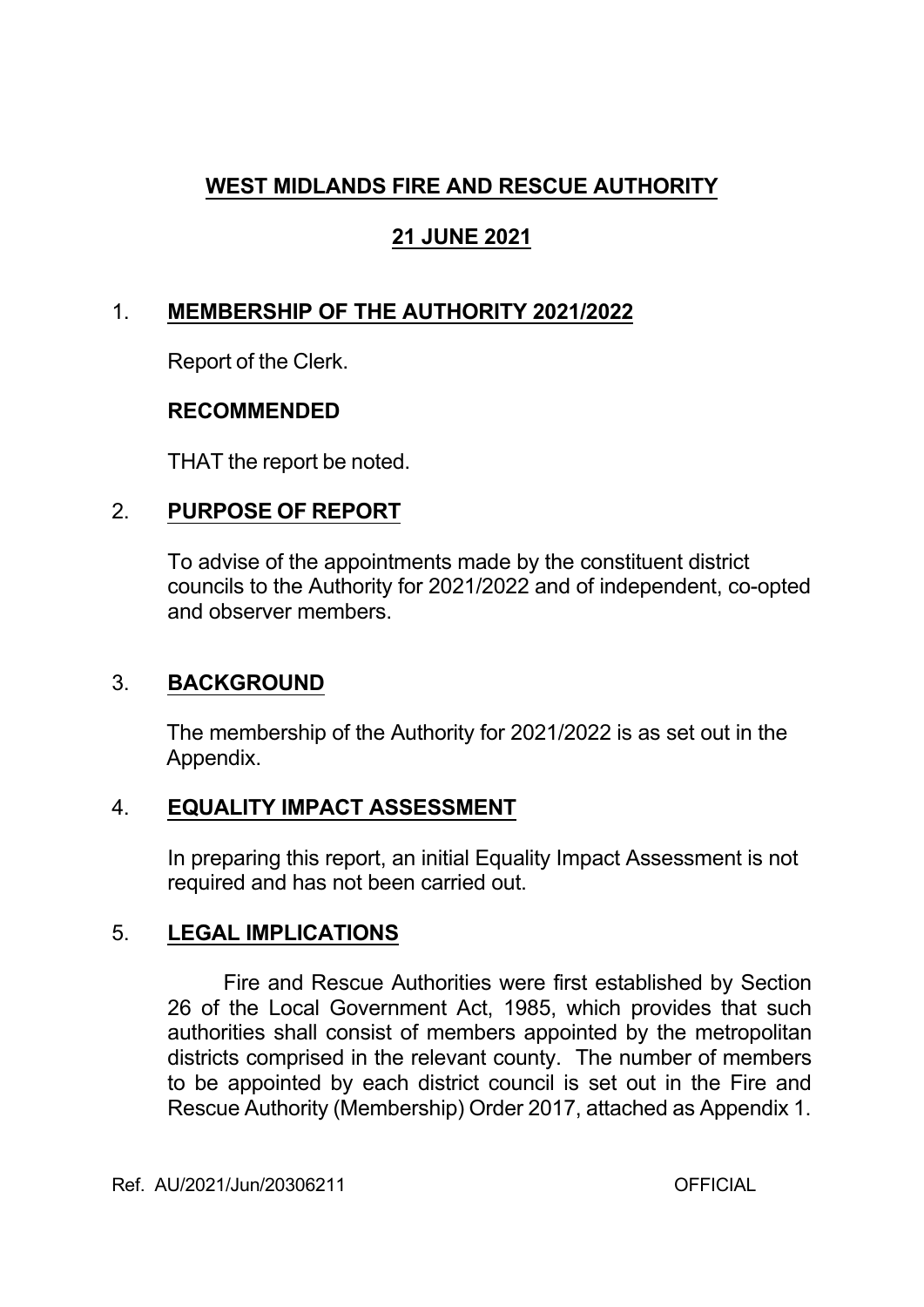# WEST MIDLANDS FIRE AND RESCUE AUTHORITY

## 21 JUNE 2021

## 1. MEMBERSHIP OF THE AUTHORITY 2021/2022

Report of the Clerk.

**RECOMMENDED**

THAT the report be noted.

## 2. PURPOSE OF REPORT

To advise of the appointments made by the constituent district councils to the Authority for 2021/2022 and of independent, co-opted and observer members.

## 3. BACKGROUND

The membership of the Authority for 2021/2022 is as set out in the Appendix.

## 4. EQUALITY IMPACT ASSESSMENT

In preparing this report, an initial Equality Impact Assessment is not required and has not been carried out.

## 5. LEGAL IMPLICATIONS

Fire and Rescue Authorities were first established by Section 26 of the Local Government Act, 1985, which provides that such authorities shall consist of members appointed by the metropolitan districts comprised in the relevant county. The number of members to be appointed by each district council is set out in the Fire and Rescue Authority (Membership) Order 2017, attached as Appendix 1.

Ref. AU/2021/Jun/20306211 OFFICIAL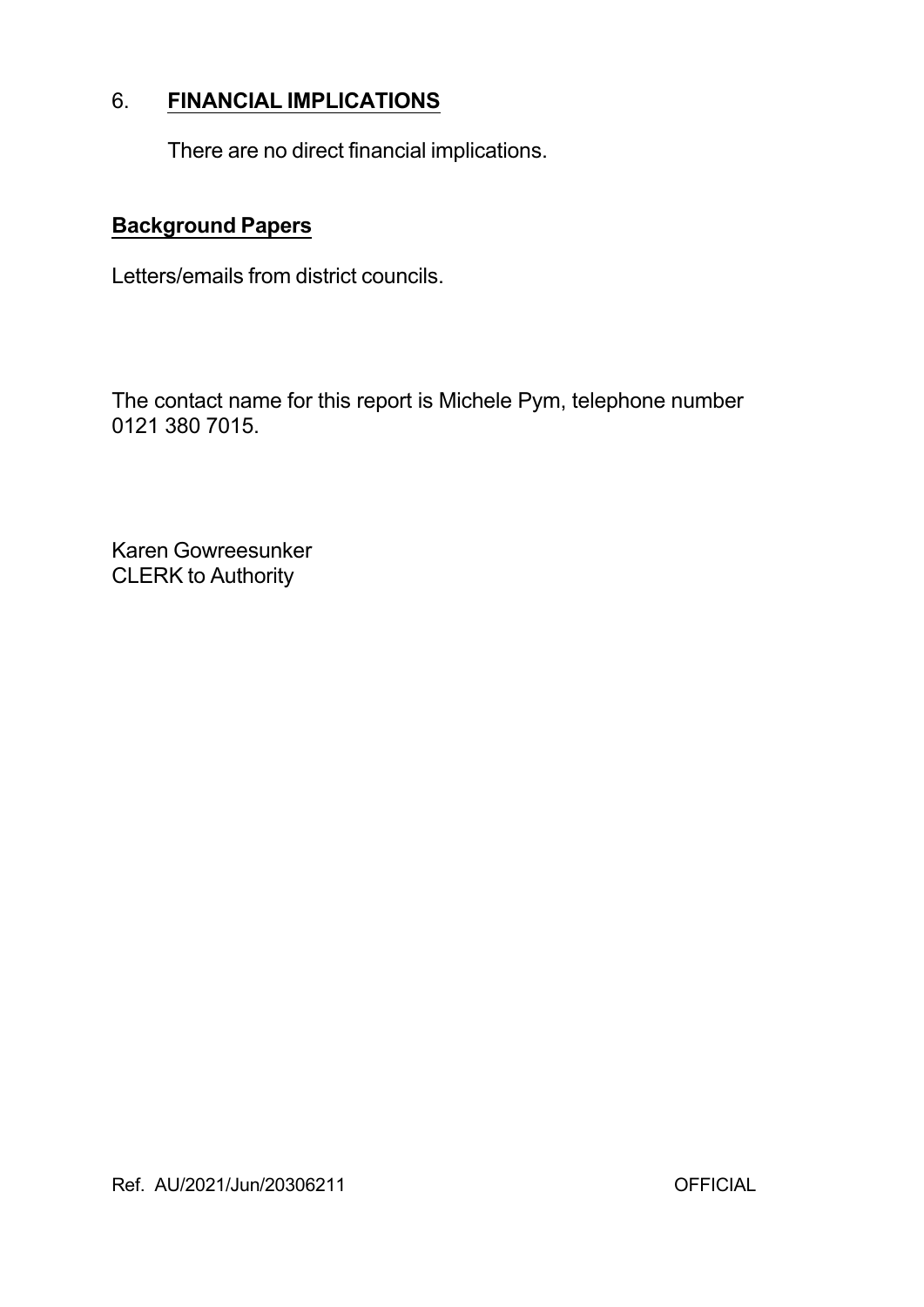## 6. **FINANCIAL IMPLICATIONS**

There are no direct financial implications.

**Background Papers**

Letters/emails from district councils.

The contact name for this report is Michele Pym, telephone number 0121 380 7015.

Karen Gowreesunker
CLERK to Authority

Ref. AU/2021/Jun/20306211 OFFICIAL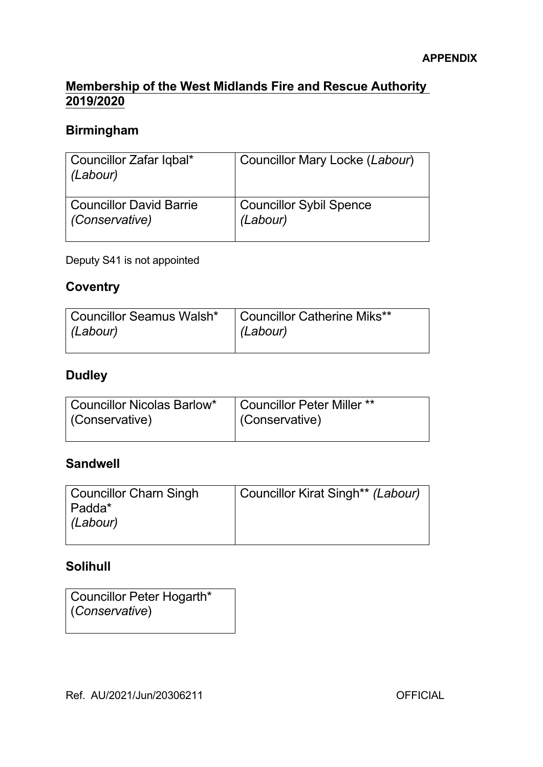**APPENDIX**

## Membership of the West Midlands Fire and Rescue Authority 2019/2020

### Birmingham

| | |
|---|---|
| Councillor Zafar Iqbal* *(Labour)* | Councillor Mary Locke (*Labour*) |
| Councillor David Barrie *(Conservative)* | Councillor Sybil Spence *(Labour)* |

Deputy S41 is not appointed

### Coventry

| | |
|---|---|
| Councillor Seamus Walsh* *(Labour)* | Councillor Catherine Miks** *(Labour)* |

### Dudley

| | |
|---|---|
| Councillor Nicolas Barlow* (Conservative) | Councillor Peter Miller ** (Conservative) |

### Sandwell

| | |
|---|---|
| Councillor Charn Singh Padda* *(Labour)* | Councillor Kirat Singh** *(Labour)* |

### Solihull

| |
|---|
| Councillor Peter Hogarth* (*Conservative*) |

Ref. AU/2021/Jun/20306211 OFFICIAL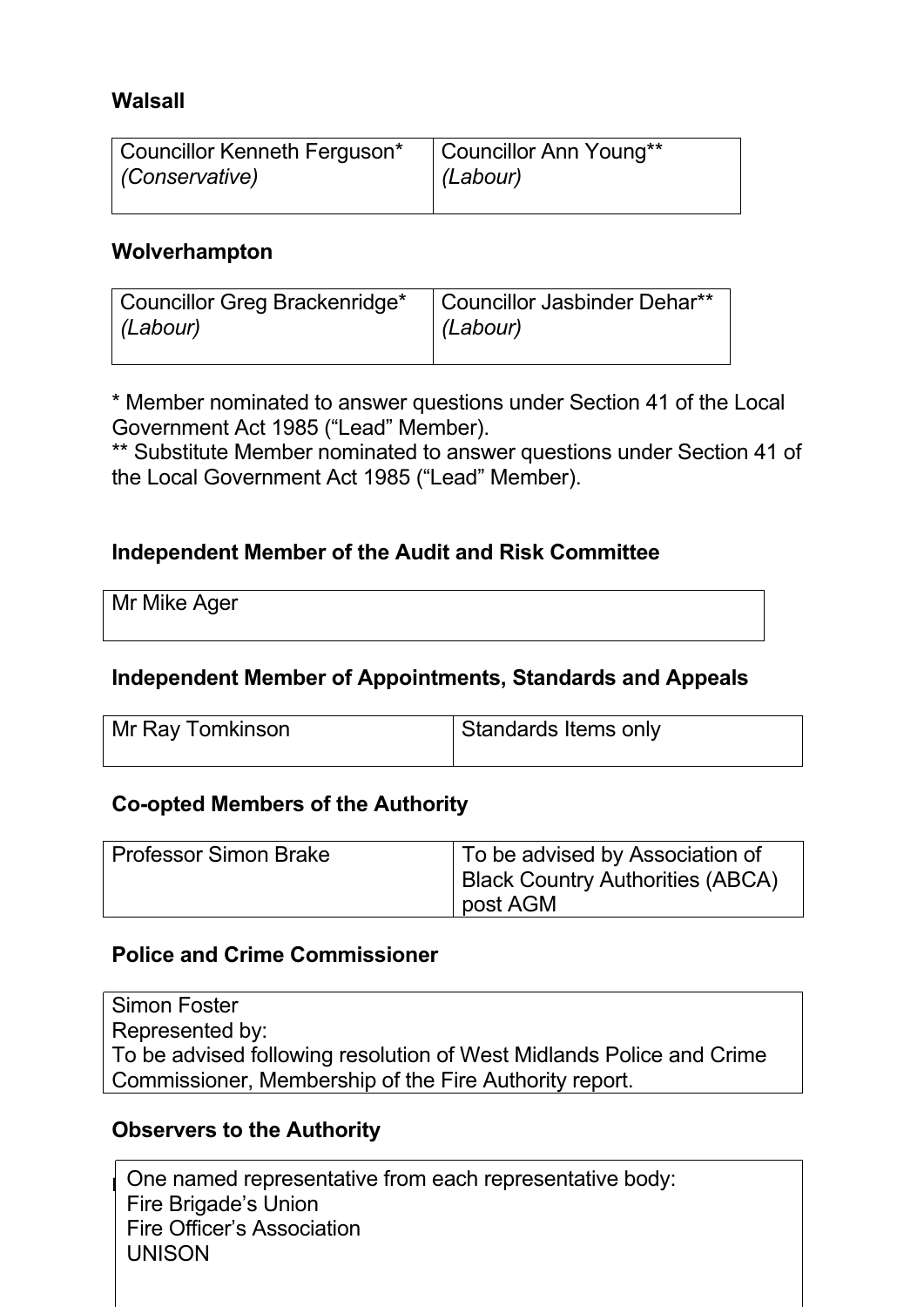**Walsall**

| Councillor Kenneth Ferguson* *(Conservative)* | Councillor Ann Young** *(Labour)* |
| --- | --- |

**Wolverhampton**

| Councillor Greg Brackenridge* *(Labour)* | Councillor Jasbinder Dehar** *(Labour)* |
| --- | --- |

* Member nominated to answer questions under Section 41 of the Local Government Act 1985 (“Lead” Member).
** Substitute Member nominated to answer questions under Section 41 of the Local Government Act 1985 (“Lead” Member).

**Independent Member of the Audit and Risk Committee**

| Mr Mike Ager |
| --- |

**Independent Member of Appointments, Standards and Appeals**

| Mr Ray Tomkinson | Standards Items only |
| --- | --- |

**Co-opted Members of the Authority**

| Professor Simon Brake | To be advised by Association of Black Country Authorities (ABCA) post AGM |
| --- | --- |

**Police and Crime Commissioner**

| Simon Foster<br>Represented by:<br>To be advised following resolution of West Midlands Police and Crime Commissioner, Membership of the Fire Authority report. |
| --- |

**Observers to the Authority**

| One named representative from each representative body:<br>Fire Brigade’s Union<br>Fire Officer’s Association<br>UNISON |
| --- |